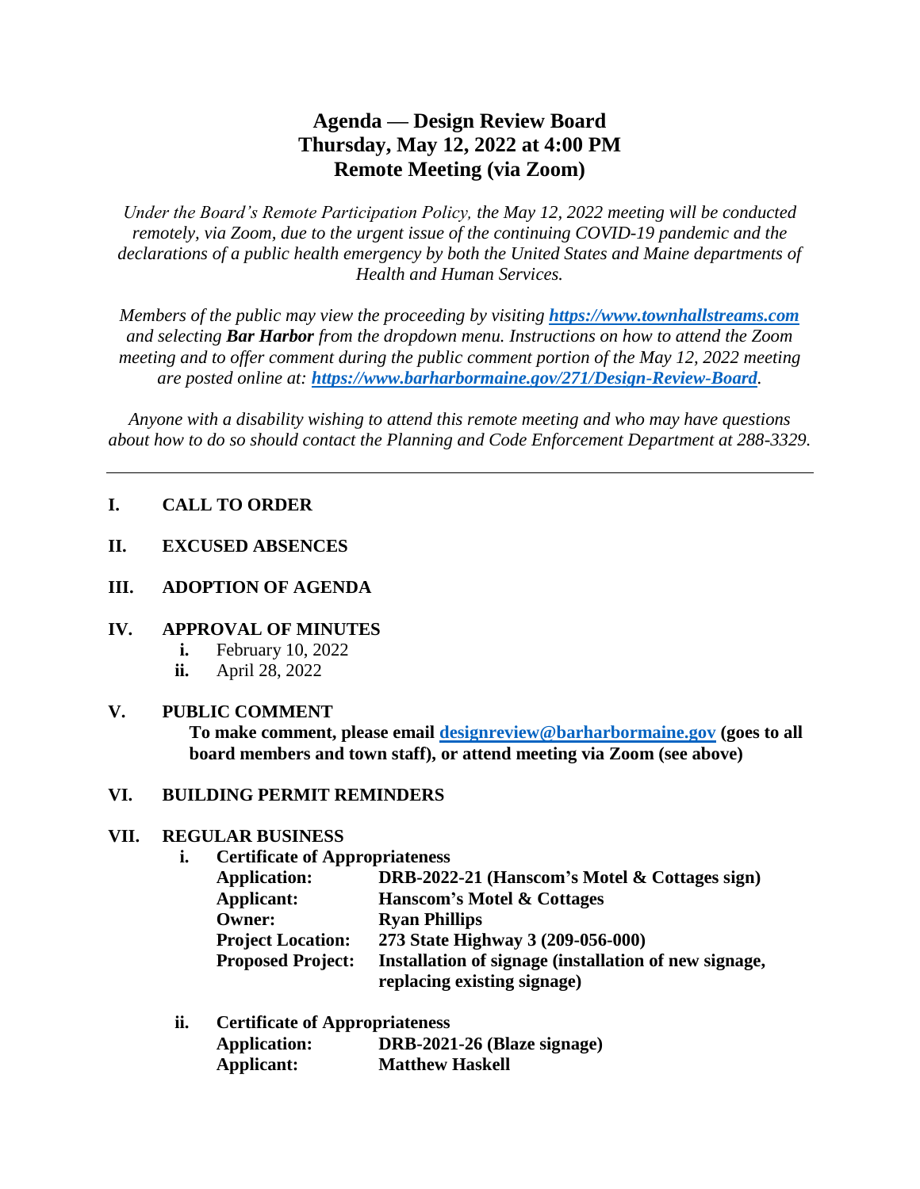# Agenda — Design Review Board
# Thursday, May 12, 2022 at 4:00 PM
# Remote Meeting (via Zoom)

*Under the Board's Remote Participation Policy, the May 12, 2022 meeting will be conducted remotely, via Zoom, due to the urgent issue of the continuing COVID-19 pandemic and the declarations of a public health emergency by both the United States and Maine departments of Health and Human Services.*

*Members of the public may view the proceeding by visiting* ***[https://www.townhallstreams.com](https://www.townhallstreams.com)*** *and selecting* ***Bar Harbor*** *from the dropdown menu. Instructions on how to attend the Zoom meeting and to offer comment during the public comment portion of the May 12, 2022 meeting are posted online at:* ***[https://www.barharbormaine.gov/271/Design-Review-Board](https://www.barharbormaine.gov/271/Design-Review-Board)****.*

*Anyone with a disability wishing to attend this remote meeting and who may have questions about how to do so should contact the Planning and Code Enforcement Department at 288-3329.*

---

## I. CALL TO ORDER

## II. EXCUSED ABSENCES

## III. ADOPTION OF AGENDA

## IV. APPROVAL OF MINUTES

- **i.** February 10, 2022
- **ii.** April 28, 2022

## V. PUBLIC COMMENT

**To make comment, please email [designreview@barharbormaine.gov](mailto:designreview@barharbormaine.gov) (goes to all board members and town staff), or attend meeting via Zoom (see above)**

## VI. BUILDING PERMIT REMINDERS

## VII. REGULAR BUSINESS

**i. Certificate of Appropriateness**

| | |
|---|---|
| **Application:** | **DRB-2022-21 (Hanscom's Motel & Cottages sign)** |
| **Applicant:** | **Hanscom's Motel & Cottages** |
| **Owner:** | **Ryan Phillips** |
| **Project Location:** | **273 State Highway 3 (209-056-000)** |
| **Proposed Project:** | **Installation of signage (installation of new signage, replacing existing signage)** |

**ii. Certificate of Appropriateness**

| | |
|---|---|
| **Application:** | **DRB-2021-26 (Blaze signage)** |
| **Applicant:** | **Matthew Haskell** |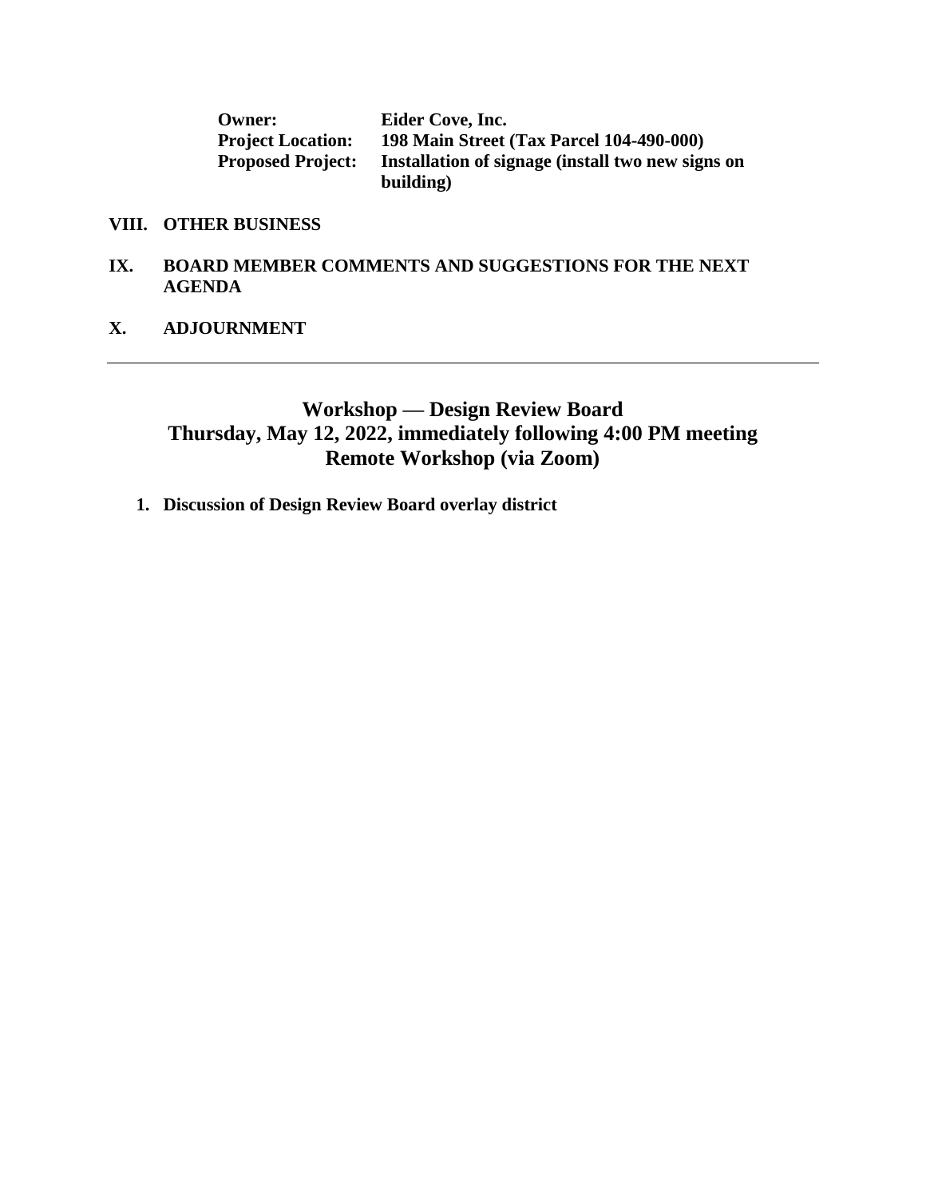**Owner:** Eider Cove, Inc.
**Project Location:** 198 Main Street (Tax Parcel 104-490-000)
**Proposed Project:** Installation of signage (install two new signs on building)

**VIII. OTHER BUSINESS**

**IX. BOARD MEMBER COMMENTS AND SUGGESTIONS FOR THE NEXT AGENDA**

**X. ADJOURNMENT**

---

## Workshop — Design Review Board
## Thursday, May 12, 2022, immediately following 4:00 PM meeting
## Remote Workshop (via Zoom)

1. **Discussion of Design Review Board overlay district**